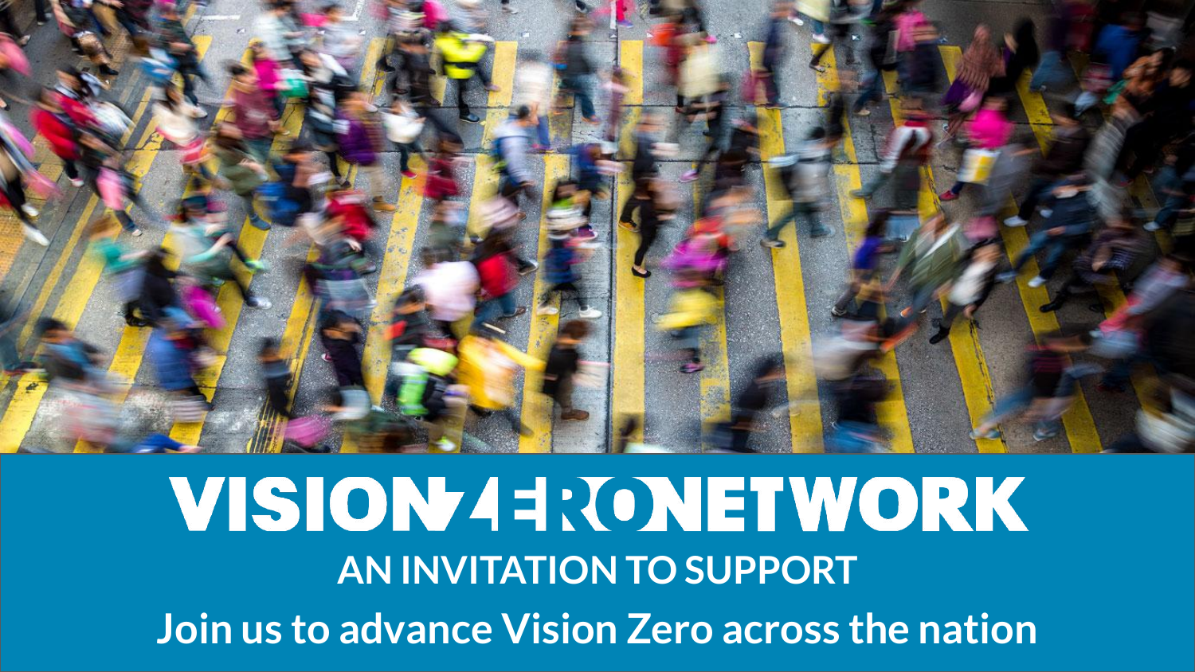# VISION ZERO NETWORK

## AN INVITATION TO SUPPORT

**Join us to advance Vision Zero across the nation**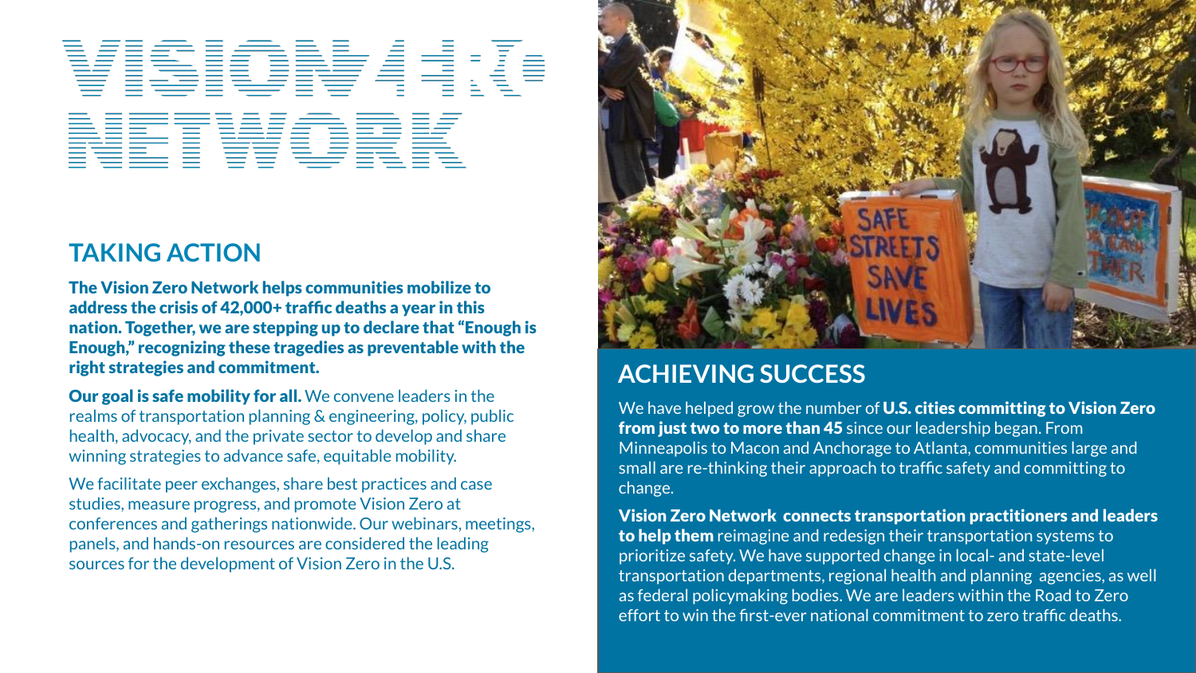# VISION ZERO NETWORK

## TAKING ACTION

**The Vision Zero Network helps communities mobilize to address the crisis of 42,000+ traffic deaths a year in this nation. Together, we are stepping up to declare that "Enough is Enough," recognizing these tragedies as preventable with the right strategies and commitment.**

**Our goal is safe mobility for all.** We convene leaders in the realms of transportation planning & engineering, policy, public health, advocacy, and the private sector to develop and share winning strategies to advance safe, equitable mobility.

We facilitate peer exchanges, share best practices and case studies, measure progress, and promote Vision Zero at conferences and gatherings nationwide. Our webinars, meetings, panels, and hands-on resources are considered the leading sources for the development of Vision Zero in the U.S.

## ACHIEVING SUCCESS

We have helped grow the number of **U.S. cities committing to Vision Zero from just two to more than 45** since our leadership began. From Minneapolis to Macon and Anchorage to Atlanta, communities large and small are re-thinking their approach to traffic safety and committing to change.

**Vision Zero Network connects transportation practitioners and leaders to help them** reimagine and redesign their transportation systems to prioritize safety. We have supported change in local- and state-level transportation departments, regional health and planning agencies, as well as federal policymaking bodies. We are leaders within the Road to Zero effort to win the first-ever national commitment to zero traffic deaths.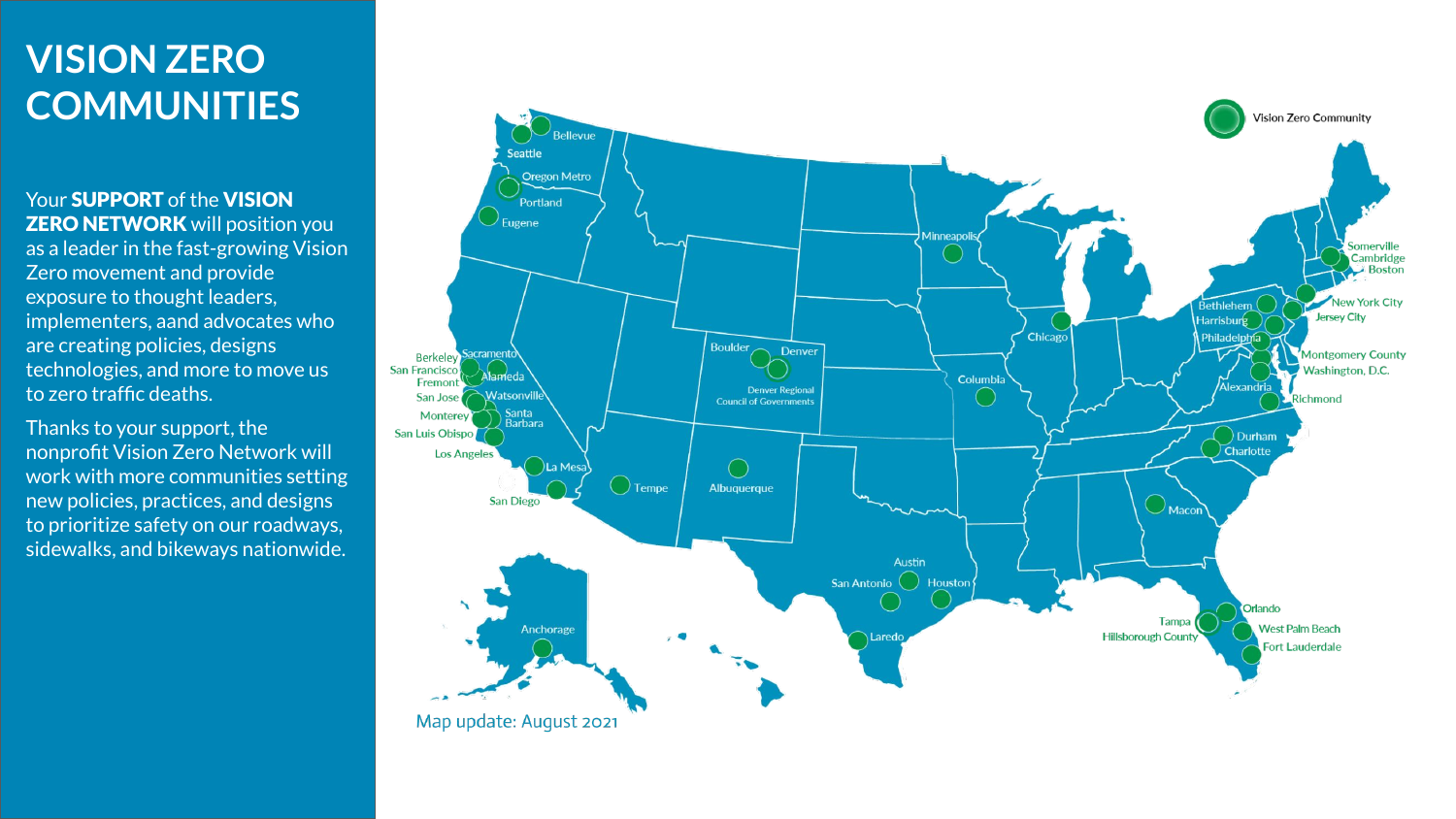# VISION ZERO COMMUNITIES

Your **SUPPORT** of the **VISION ZERO NETWORK** will position you as a leader in the fast-growing Vision Zero movement and provide exposure to thought leaders, implementers, aand advocates who are creating policies, designs technologies, and more to move us to zero traffic deaths.

Thanks to your support, the nonprofit Vision Zero Network will work with more communities setting new policies, practices, and designs to prioritize safety on our roadways, sidewalks, and bikeways nationwide.

Vision Zero Community

Bellevue, Seattle, Oregon Metro, Portland, Eugene, Berkeley, Sacramento, San Francisco, Alameda, Fremont, San Jose, Watsonville, Monterey, Santa Barbara, San Luis Obispo, Los Angeles, La Mesa, San Diego, Tempe, Albuquerque, Boulder, Denver, Denver Regional Council of Governments, Minneapolis, Columbia, Chicago, Austin, San Antonio, Houston, Laredo, Anchorage, Macon, Durham, Charlotte, Richmond, Alexandria, Washington, D.C., Montgomery County, Philadelphia, Harrisburg, Bethlehem, Jersey City, New York City, Somerville, Cambridge, Boston, Orlando, Tampa, Hillsborough County, West Palm Beach, Fort Lauderdale

Map update: August 2021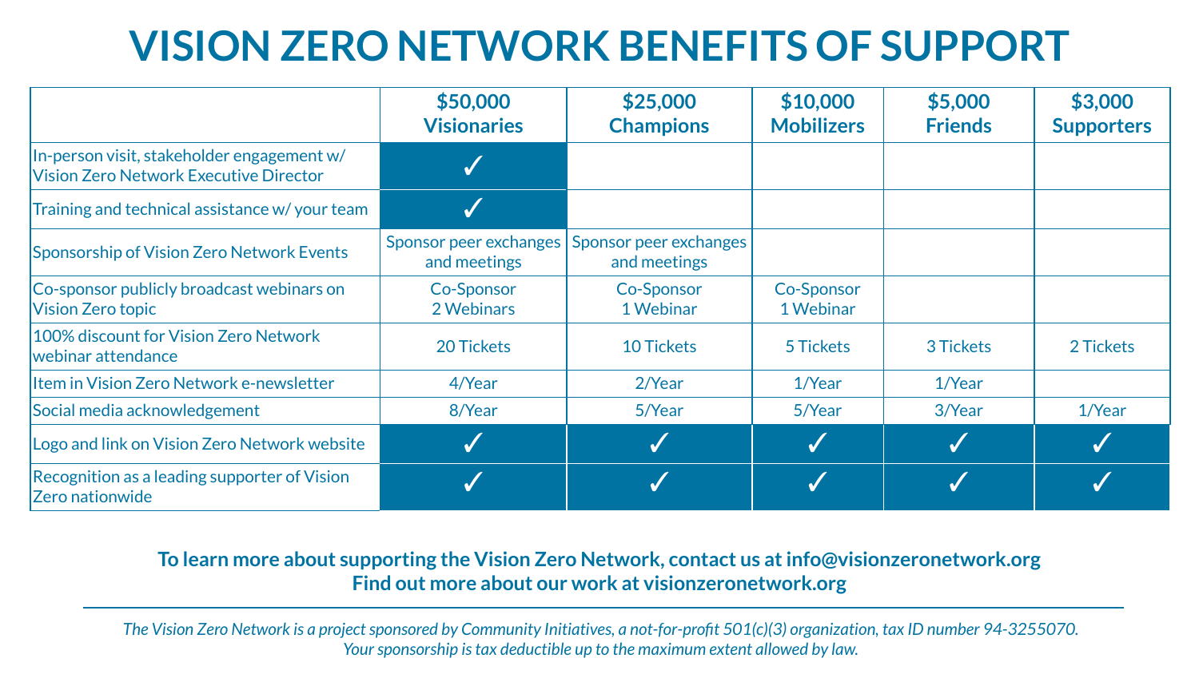# VISION ZERO NETWORK BENEFITS OF SUPPORT

| | $50,000 Visionaries | $25,000 Champions | $10,000 Mobilizers | $5,000 Friends | $3,000 Supporters |
|---|---|---|---|---|---|
| In-person visit, stakeholder engagement w/ Vision Zero Network Executive Director | ✓ | | | | |
| Training and technical assistance w/ your team | ✓ | | | | |
| Sponsorship of Vision Zero Network Events | Sponsor peer exchanges and meetings | Sponsor peer exchanges and meetings | | | |
| Co-sponsor publicly broadcast webinars on Vision Zero topic | Co-Sponsor 2 Webinars | Co-Sponsor 1 Webinar | Co-Sponsor 1 Webinar | | |
| 100% discount for Vision Zero Network webinar attendance | 20 Tickets | 10 Tickets | 5 Tickets | 3 Tickets | 2 Tickets |
| Item in Vision Zero Network e-newsletter | 4/Year | 2/Year | 1/Year | 1/Year | |
| Social media acknowledgement | 8/Year | 5/Year | 5/Year | 3/Year | 1/Year |
| Logo and link on Vision Zero Network website | ✓ | ✓ | ✓ | ✓ | ✓ |
| Recognition as a leading supporter of Vision Zero nationwide | ✓ | ✓ | ✓ | ✓ | ✓ |

**To learn more about supporting the Vision Zero Network, contact us at info@visionzeronetwork.org**
**Find out more about our work at visionzeronetwork.org**

---

*The Vision Zero Network is a project sponsored by Community Initiatives, a not-for-profit 501(c)(3) organization, tax ID number 94-3255070. Your sponsorship is tax deductible up to the maximum extent allowed by law.*